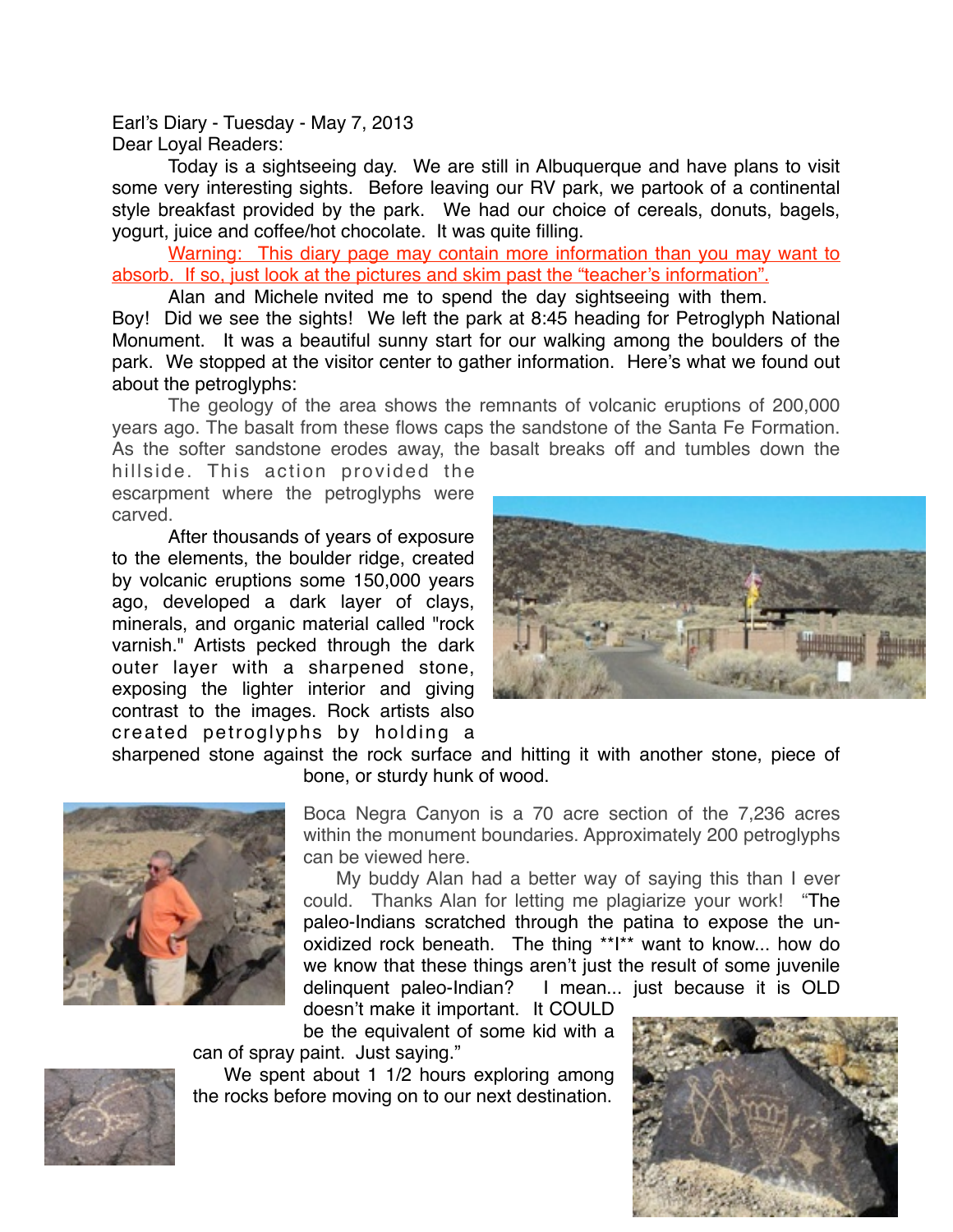Earl's Diary - Tuesday - May 7, 2013

Dear Loyal Readers:

Today is a sightseeing day. We are still in Albuquerque and have plans to visit some very interesting sights. Before leaving our RV park, we partook of a continental style breakfast provided by the park. We had our choice of cereals, donuts, bagels, yogurt, juice and coffee/hot chocolate. It was quite filling.

Warning: This diary page may contain more information than you may want to absorb. If so, just look at the pictures and skim past the "teacher's information".

Alan and Michele nvited me to spend the day sightseeing with them. Boy! Did we see the sights! We left the park at 8:45 heading for Petroglyph National Monument. It was a beautiful sunny start for our walking among the boulders of the park. We stopped at the visitor center to gather information. Here's what we found out about the petroglyphs:

The geology of the area shows the remnants of volcanic eruptions of 200,000 years ago. The basalt from these flows caps the sandstone of the Santa Fe Formation. As the softer sandstone erodes away, the basalt breaks off and tumbles down the hillside. This action provided the escarpment where the petroglyphs were carved.

After thousands of years of exposure to the elements, the boulder ridge, created by volcanic eruptions some 150,000 years ago, developed a dark layer of clays, minerals, and organic material called "rock varnish." Artists pecked through the dark outer layer with a sharpened stone, exposing the lighter interior and giving contrast to the images. Rock artists also created petroglyphs by holding a sharpened stone against the rock surface and hitting it with another stone, piece of bone, or sturdy hunk of wood.

Boca Negra Canyon is a 70 acre section of the 7,236 acres within the monument boundaries. Approximately 200 petroglyphs can be viewed here.

My buddy Alan had a better way of saying this than I ever could. Thanks Alan for letting me plagiarize your work! "The paleo-Indians scratched through the patina to expose the un-oxidized rock beneath. The thing **I** want to know... how do we know that these things aren't just the result of some juvenile delinquent paleo-Indian? I mean... just because it is OLD doesn't make it important. It COULD be the equivalent of some kid with a can of spray paint. Just saying."

We spent about 1 1/2 hours exploring among the rocks before moving on to our next destination.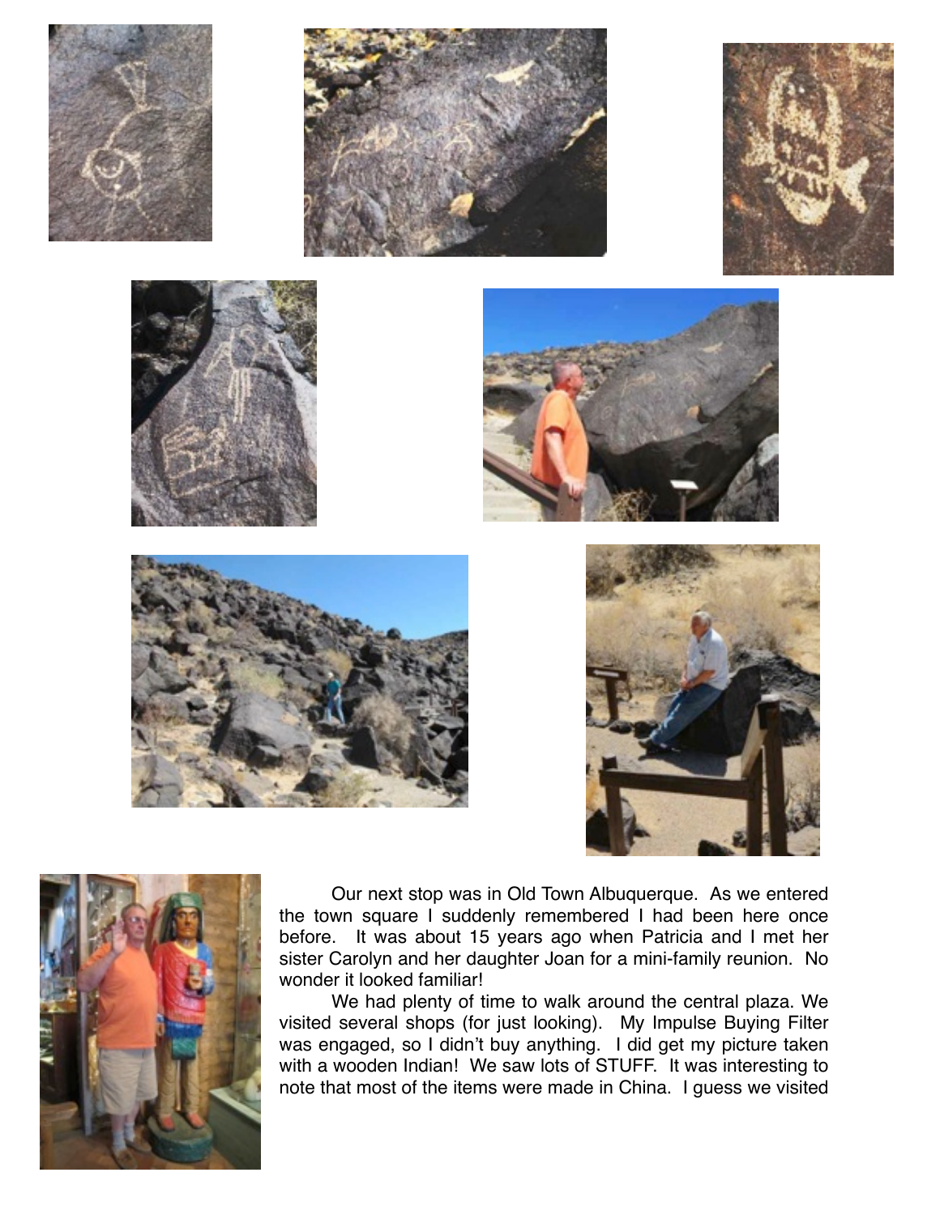Our next stop was in Old Town Albuquerque. As we entered the town square I suddenly remembered I had been here once before. It was about 15 years ago when Patricia and I met her sister Carolyn and her daughter Joan for a mini-family reunion. No wonder it looked familiar!

We had plenty of time to walk around the central plaza. We visited several shops (for just looking). My Impulse Buying Filter was engaged, so I didn't buy anything. I did get my picture taken with a wooden Indian! We saw lots of STUFF. It was interesting to note that most of the items were made in China. I guess we visited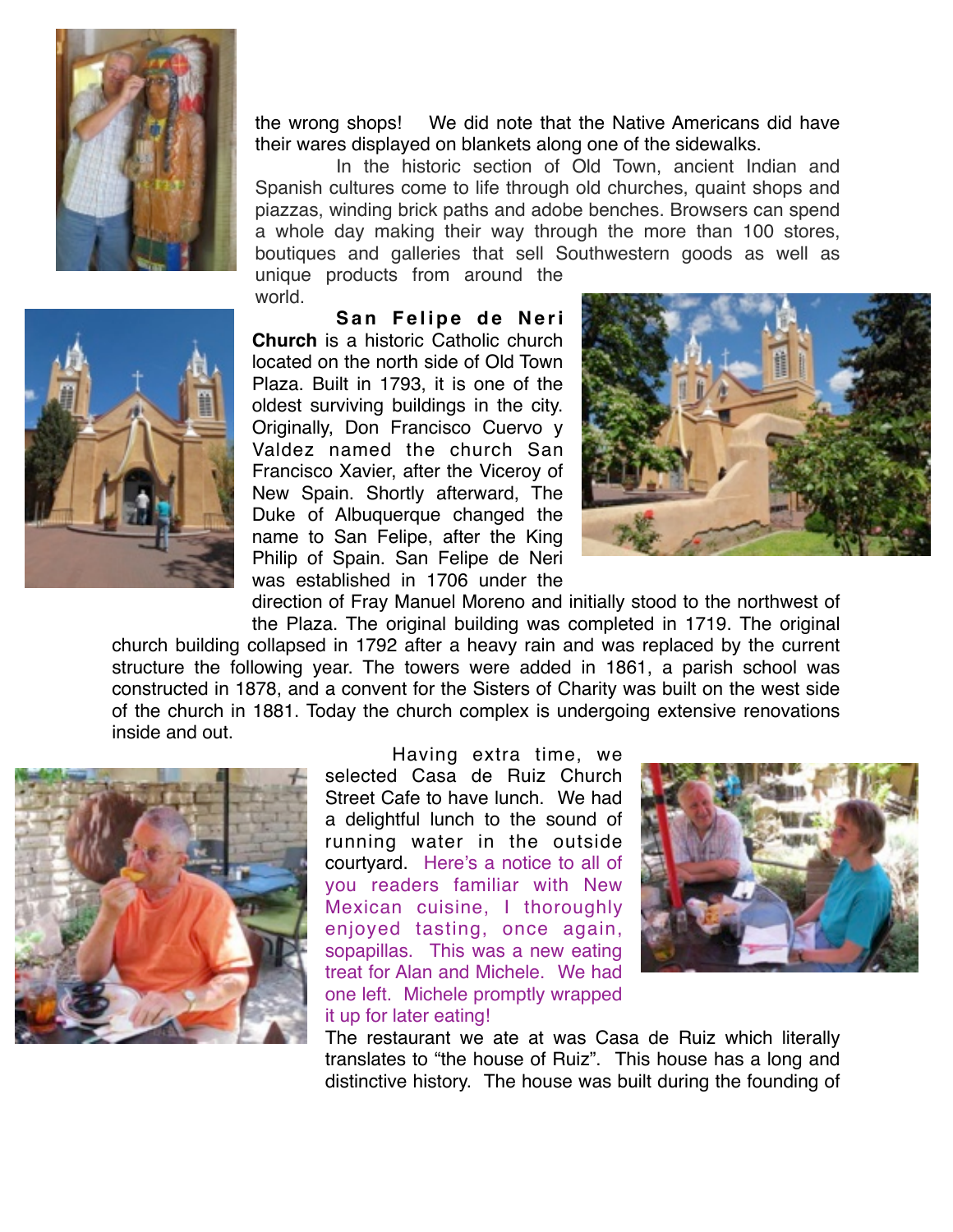the wrong shops! We did note that the Native Americans did have their wares displayed on blankets along one of the sidewalks.

In the historic section of Old Town, ancient Indian and Spanish cultures come to life through old churches, quaint shops and piazzas, winding brick paths and adobe benches. Browsers can spend a whole day making their way through the more than 100 stores, boutiques and galleries that sell Southwestern goods as well as unique products from around the world.

**San Felipe de Neri Church** is a historic Catholic church located on the north side of Old Town Plaza. Built in 1793, it is one of the oldest surviving buildings in the city. Originally, Don Francisco Cuervo y Valdez named the church San Francisco Xavier, after the Viceroy of New Spain. Shortly afterward, The Duke of Albuquerque changed the name to San Felipe, after the King Philip of Spain. San Felipe de Neri was established in 1706 under the direction of Fray Manuel Moreno and initially stood to the northwest of the Plaza. The original building was completed in 1719. The original church building collapsed in 1792 after a heavy rain and was replaced by the current structure the following year. The towers were added in 1861, a parish school was constructed in 1878, and a convent for the Sisters of Charity was built on the west side of the church in 1881. Today the church complex is undergoing extensive renovations inside and out.

Having extra time, we selected Casa de Ruiz Church Street Cafe to have lunch. We had a delightful lunch to the sound of running water in the outside courtyard. Here's a notice to all of you readers familiar with New Mexican cuisine, I thoroughly enjoyed tasting, once again, sopapillas. This was a new eating treat for Alan and Michele. We had one left. Michele promptly wrapped it up for later eating!

The restaurant we ate at was Casa de Ruiz which literally translates to "the house of Ruiz". This house has a long and distinctive history. The house was built during the founding of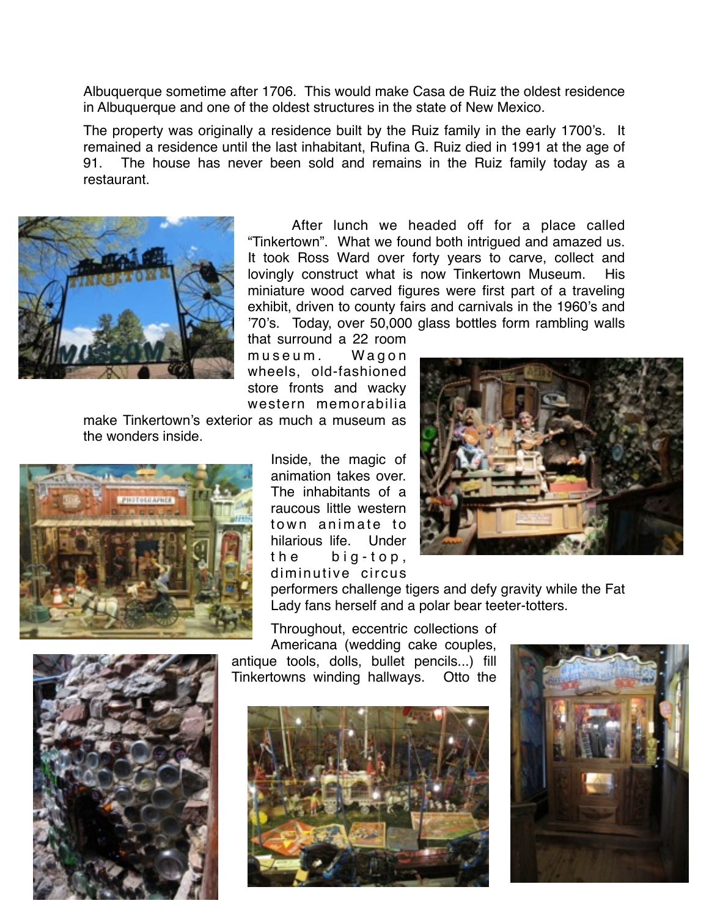Albuquerque sometime after 1706. This would make Casa de Ruiz the oldest residence in Albuquerque and one of the oldest structures in the state of New Mexico.

The property was originally a residence built by the Ruiz family in the early 1700's. It remained a residence until the last inhabitant, Rufina G. Ruiz died in 1991 at the age of 91. The house has never been sold and remains in the Ruiz family today as a restaurant.

After lunch we headed off for a place called "Tinkertown". What we found both intrigued and amazed us. It took Ross Ward over forty years to carve, collect and lovingly construct what is now Tinkertown Museum. His miniature wood carved figures were first part of a traveling exhibit, driven to county fairs and carnivals in the 1960's and '70's. Today, over 50,000 glass bottles form rambling walls that surround a 22 room museum. Wagon wheels, old-fashioned store fronts and wacky western memorabilia make Tinkertown's exterior as much a museum as the wonders inside.

Inside, the magic of animation takes over. The inhabitants of a raucous little western town animate to hilarious life. Under the big-top, diminutive circus performers challenge tigers and defy gravity while the Fat Lady fans herself and a polar bear teeter-totters.

Throughout, eccentric collections of Americana (wedding cake couples, antique tools, dolls, bullet pencils...) fill Tinkertowns winding hallways. Otto the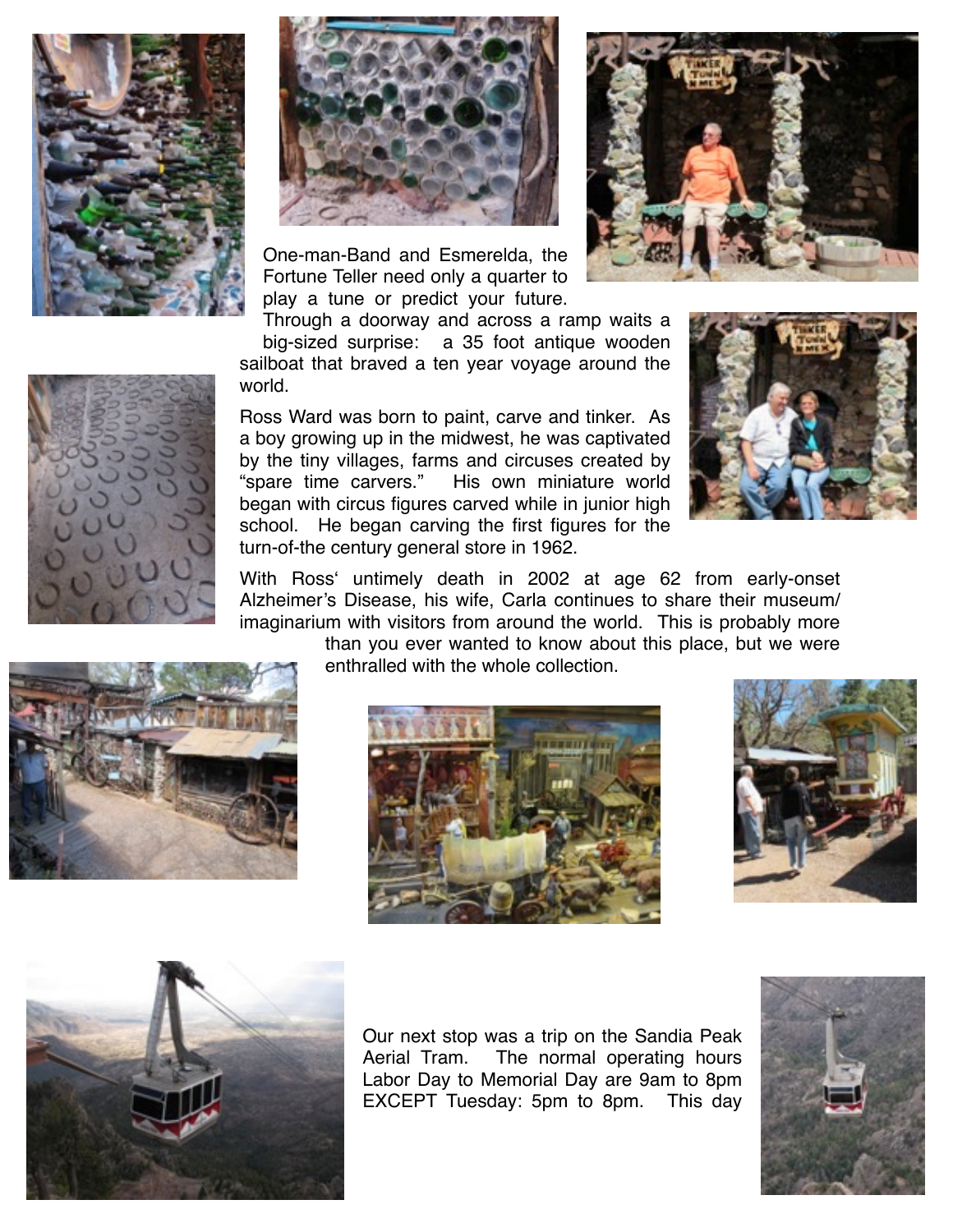One-man-Band and Esmerelda, the Fortune Teller need only a quarter to play a tune or predict your future. Through a doorway and across a ramp waits a big-sized surprise: a 35 foot antique wooden sailboat that braved a ten year voyage around the world.

Ross Ward was born to paint, carve and tinker. As a boy growing up in the midwest, he was captivated by the tiny villages, farms and circuses created by "spare time carvers." His own miniature world began with circus figures carved while in junior high school. He began carving the first figures for the turn-of-the century general store in 1962.

With Ross' untimely death in 2002 at age 62 from early-onset Alzheimer's Disease, his wife, Carla continues to share their museum/imaginarium with visitors from around the world. This is probably more than you ever wanted to know about this place, but we were enthralled with the whole collection.

Our next stop was a trip on the Sandia Peak Aerial Tram. The normal operating hours Labor Day to Memorial Day are 9am to 8pm EXCEPT Tuesday: 5pm to 8pm. This day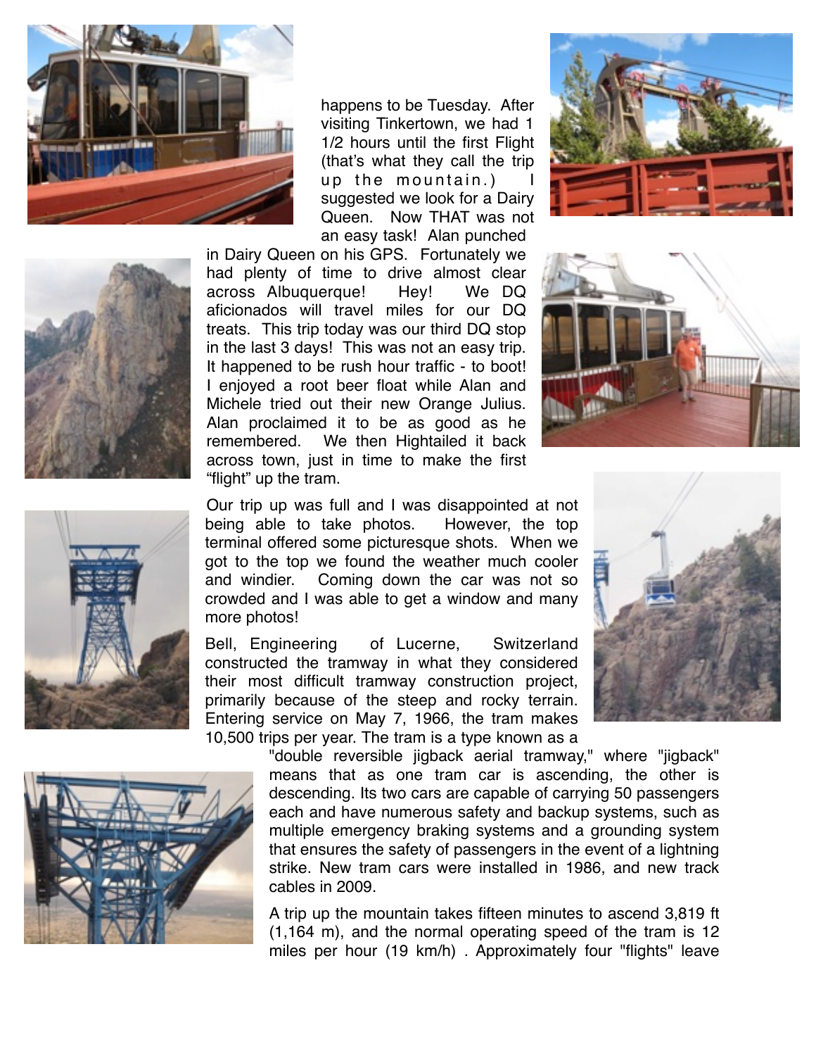happens to be Tuesday. After visiting Tinkertown, we had 1 1/2 hours until the first Flight (that's what they call the trip up the mountain.) I suggested we look for a Dairy Queen. Now THAT was not an easy task! Alan punched in Dairy Queen on his GPS. Fortunately we had plenty of time to drive almost clear across Albuquerque! Hey! We DQ aficionados will travel miles for our DQ treats. This trip today was our third DQ stop in the last 3 days! This was not an easy trip. It happened to be rush hour traffic - to boot! I enjoyed a root beer float while Alan and Michele tried out their new Orange Julius. Alan proclaimed it to be as good as he remembered. We then Hightailed it back across town, just in time to make the first "flight" up the tram.

Our trip up was full and I was disappointed at not being able to take photos. However, the top terminal offered some picturesque shots. When we got to the top we found the weather much cooler and windier. Coming down the car was not so crowded and I was able to get a window and many more photos!

Bell, Engineering of Lucerne, Switzerland constructed the tramway in what they considered their most difficult tramway construction project, primarily because of the steep and rocky terrain. Entering service on May 7, 1966, the tram makes 10,500 trips per year. The tram is a type known as a "double reversible jigback aerial tramway," where "jigback" means that as one tram car is ascending, the other is descending. Its two cars are capable of carrying 50 passengers each and have numerous safety and backup systems, such as multiple emergency braking systems and a grounding system that ensures the safety of passengers in the event of a lightning strike. New tram cars were installed in 1986, and new track cables in 2009.

A trip up the mountain takes fifteen minutes to ascend 3,819 ft (1,164 m), and the normal operating speed of the tram is 12 miles per hour (19 km/h) . Approximately four "flights" leave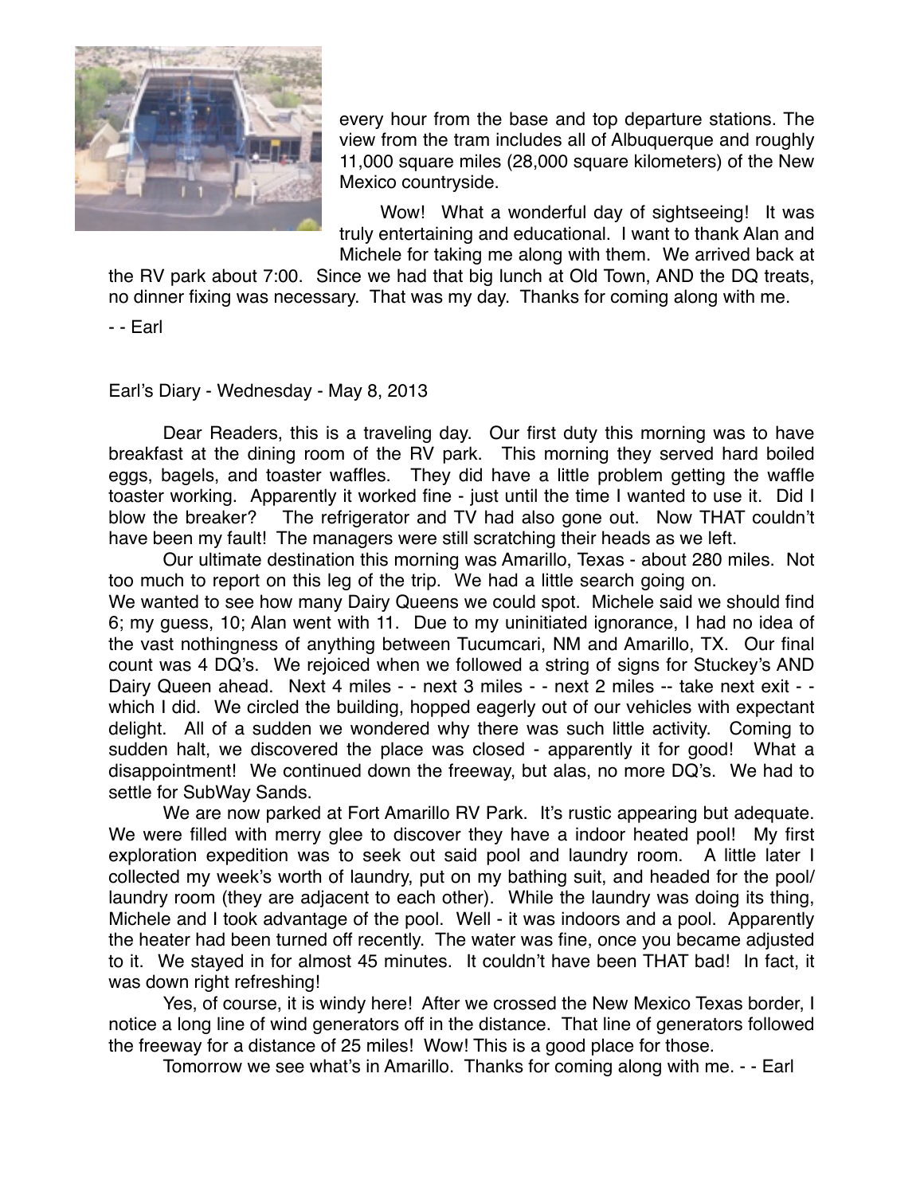every hour from the base and top departure stations. The view from the tram includes all of Albuquerque and roughly 11,000 square miles (28,000 square kilometers) of the New Mexico countryside.

Wow! What a wonderful day of sightseeing! It was truly entertaining and educational. I want to thank Alan and Michele for taking me along with them. We arrived back at the RV park about 7:00. Since we had that big lunch at Old Town, AND the DQ treats, no dinner fixing was necessary. That was my day. Thanks for coming along with me.

- - Earl

Earl's Diary - Wednesday - May 8, 2013

Dear Readers, this is a traveling day. Our first duty this morning was to have breakfast at the dining room of the RV park. This morning they served hard boiled eggs, bagels, and toaster waffles. They did have a little problem getting the waffle toaster working. Apparently it worked fine - just until the time I wanted to use it. Did I blow the breaker? The refrigerator and TV had also gone out. Now THAT couldn't have been my fault! The managers were still scratching their heads as we left.

Our ultimate destination this morning was Amarillo, Texas - about 280 miles. Not too much to report on this leg of the trip. We had a little search going on. We wanted to see how many Dairy Queens we could spot. Michele said we should find 6; my guess, 10; Alan went with 11. Due to my uninitiated ignorance, I had no idea of the vast nothingness of anything between Tucumcari, NM and Amarillo, TX. Our final count was 4 DQ's. We rejoiced when we followed a string of signs for Stuckey's AND Dairy Queen ahead. Next 4 miles - - next 3 miles - - next 2 miles -- take next exit - - which I did. We circled the building, hopped eagerly out of our vehicles with expectant delight. All of a sudden we wondered why there was such little activity. Coming to sudden halt, we discovered the place was closed - apparently it for good! What a disappointment! We continued down the freeway, but alas, no more DQ's. We had to settle for SubWay Sands.

We are now parked at Fort Amarillo RV Park. It's rustic appearing but adequate. We were filled with merry glee to discover they have a indoor heated pool! My first exploration expedition was to seek out said pool and laundry room. A little later I collected my week's worth of laundry, put on my bathing suit, and headed for the pool/laundry room (they are adjacent to each other). While the laundry was doing its thing, Michele and I took advantage of the pool. Well - it was indoors and a pool. Apparently the heater had been turned off recently. The water was fine, once you became adjusted to it. We stayed in for almost 45 minutes. It couldn't have been THAT bad! In fact, it was down right refreshing!

Yes, of course, it is windy here! After we crossed the New Mexico Texas border, I notice a long line of wind generators off in the distance. That line of generators followed the freeway for a distance of 25 miles! Wow! This is a good place for those.

Tomorrow we see what's in Amarillo. Thanks for coming along with me. - - Earl